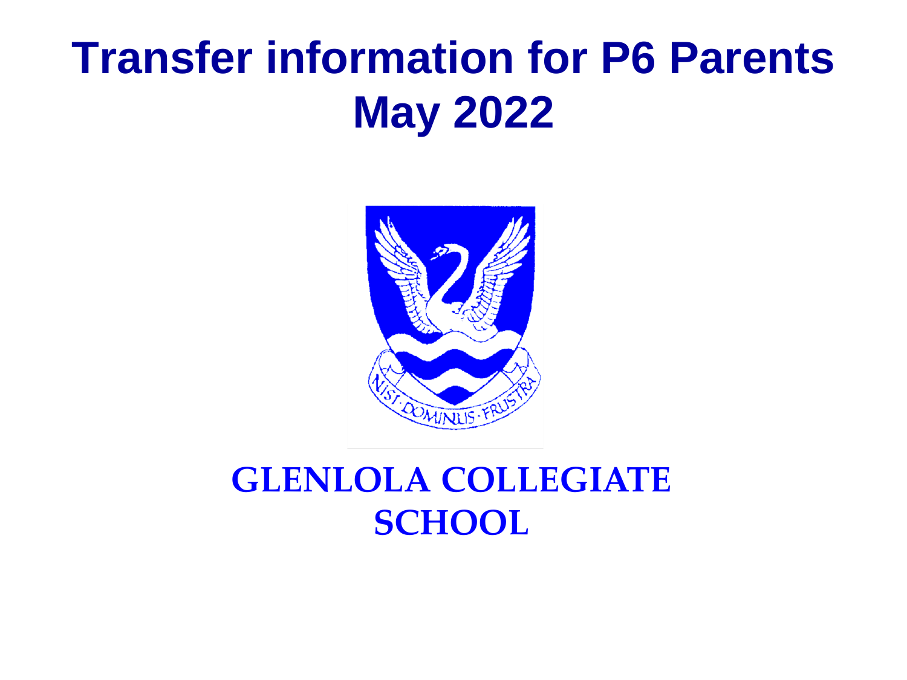# Transfer information for P6 Parents May 2022

NISI · DOMINUS · FRUSTRA

**GLENLOLA COLLEGIATE SCHOOL**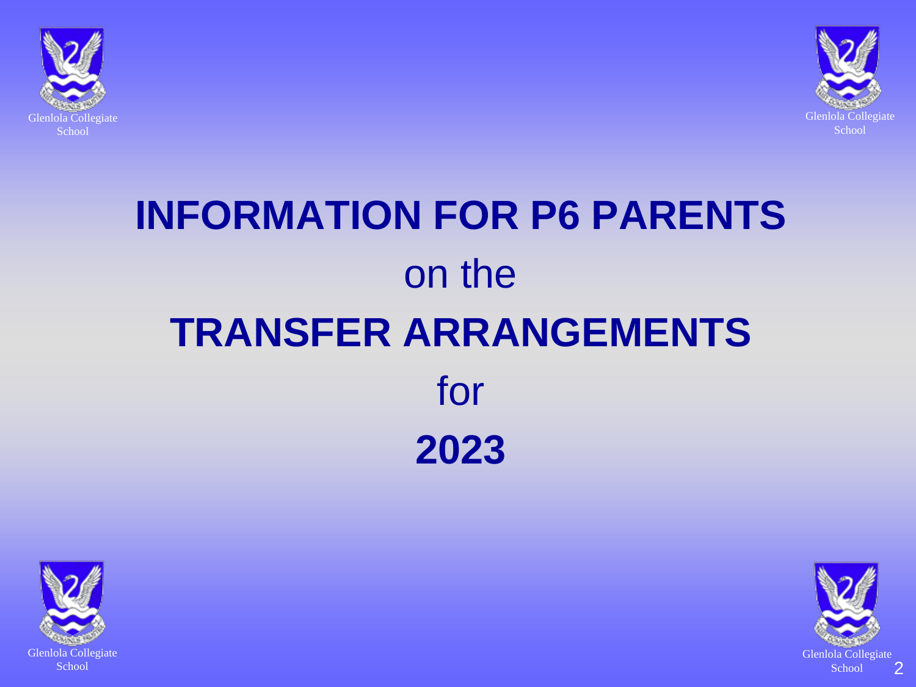Glenlola Collegiate School

# INFORMATION FOR P6 PARENTS

on the

# TRANSFER ARRANGEMENTS

for

# 2023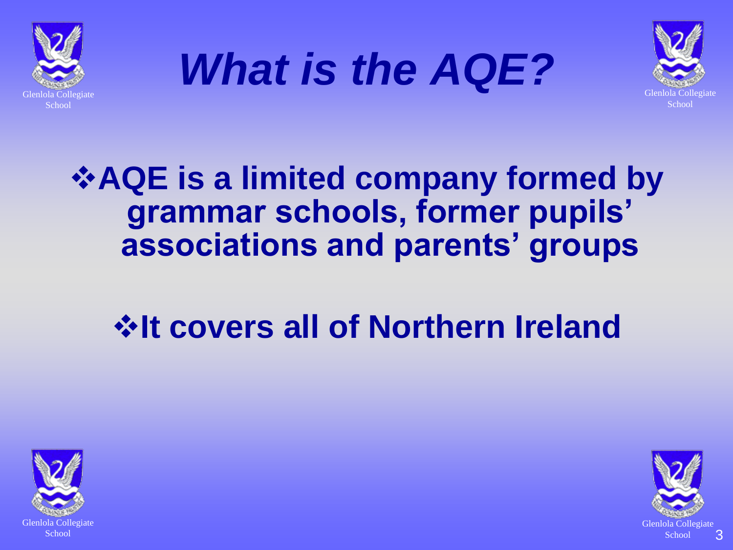# *What is the AQE?*

- **AQE is a limited company formed by grammar schools, former pupils' associations and parents' groups**

- **It covers all of Northern Ireland**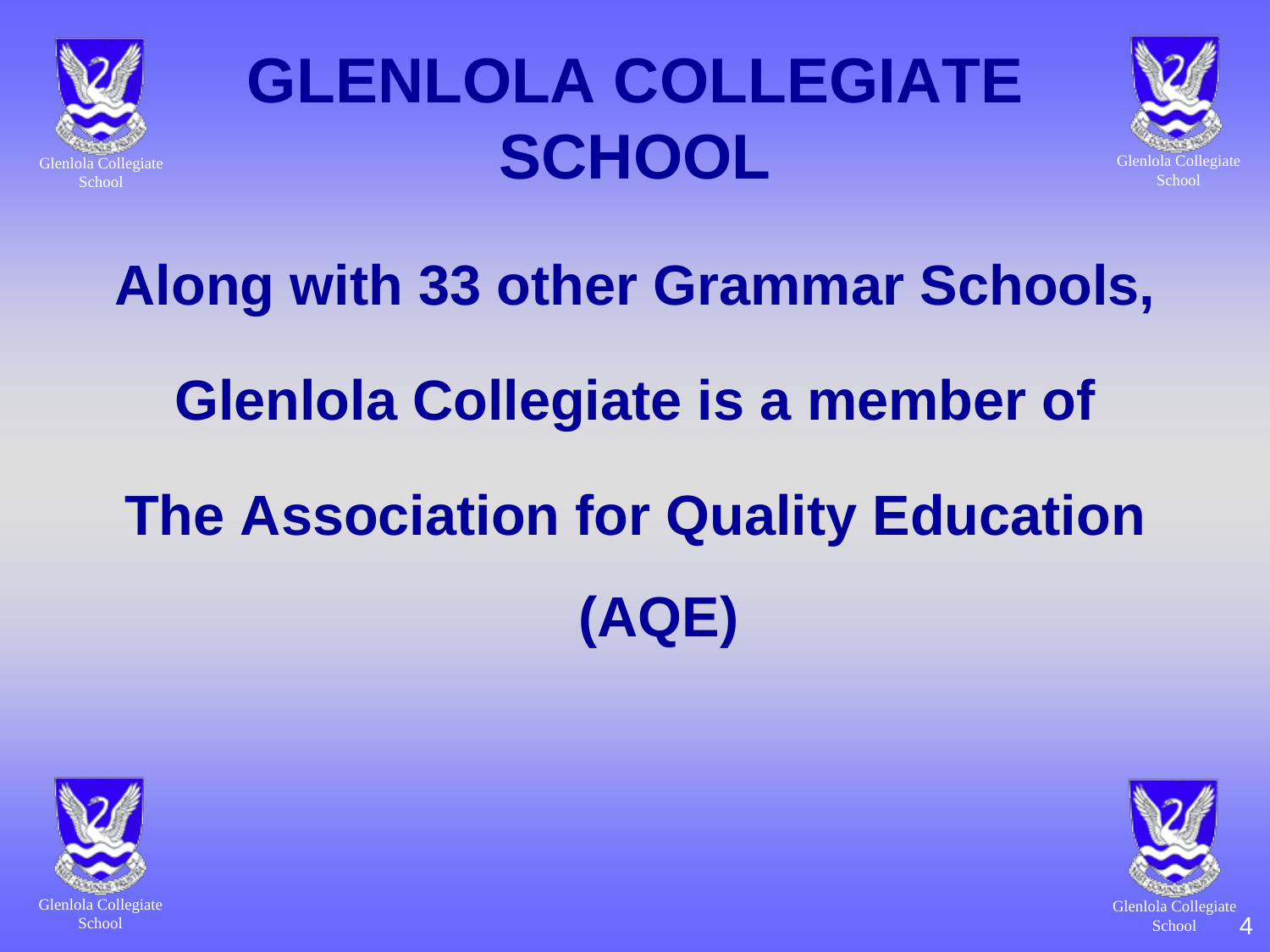# GLENLOLA COLLEGIATE SCHOOL

Glenlola Collegiate School

**Along with 33 other Grammar Schools,**

**Glenlola Collegiate is a member of**

**The Association for Quality Education**

**(AQE)**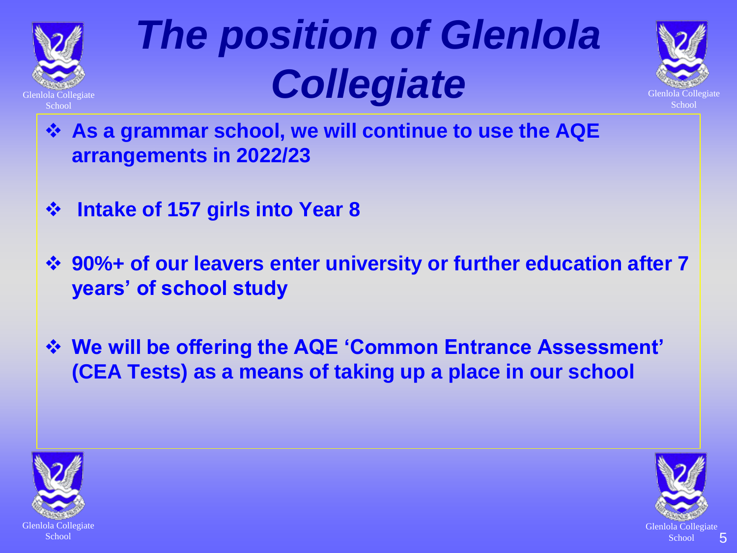# *The position of Glenlola Collegiate*

- **As a grammar school, we will continue to use the AQE arrangements in 2022/23**
- **Intake of 157 girls into Year 8**
- **90%+ of our leavers enter university or further education after 7 years' of school study**
- **We will be offering the AQE 'Common Entrance Assessment' (CEA Tests) as a means of taking up a place in our school**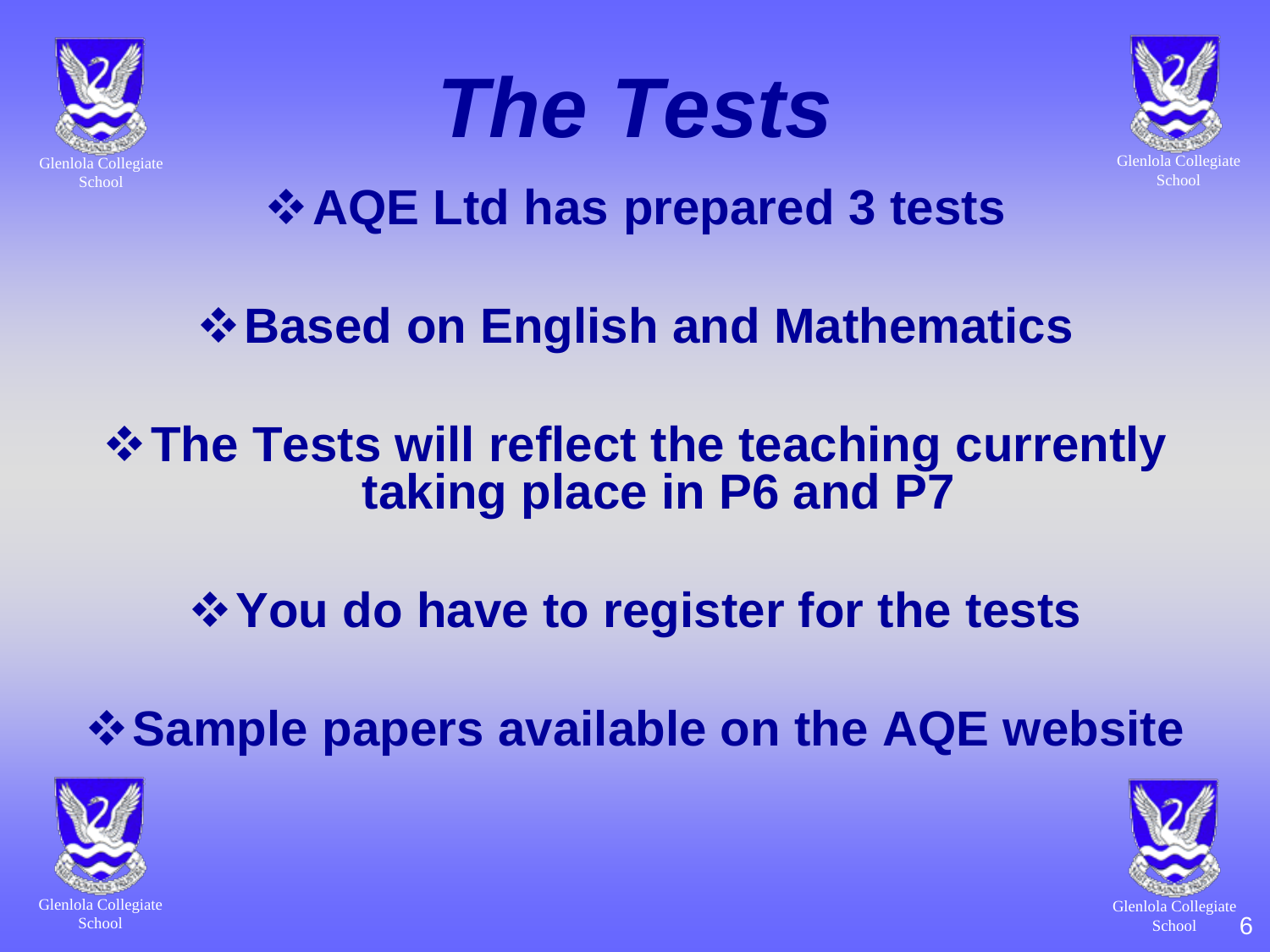# The Tests

- AQE Ltd has prepared 3 tests
- Based on English and Mathematics
- The Tests will reflect the teaching currently taking place in P6 and P7
- You do have to register for the tests
- Sample papers available on the AQE website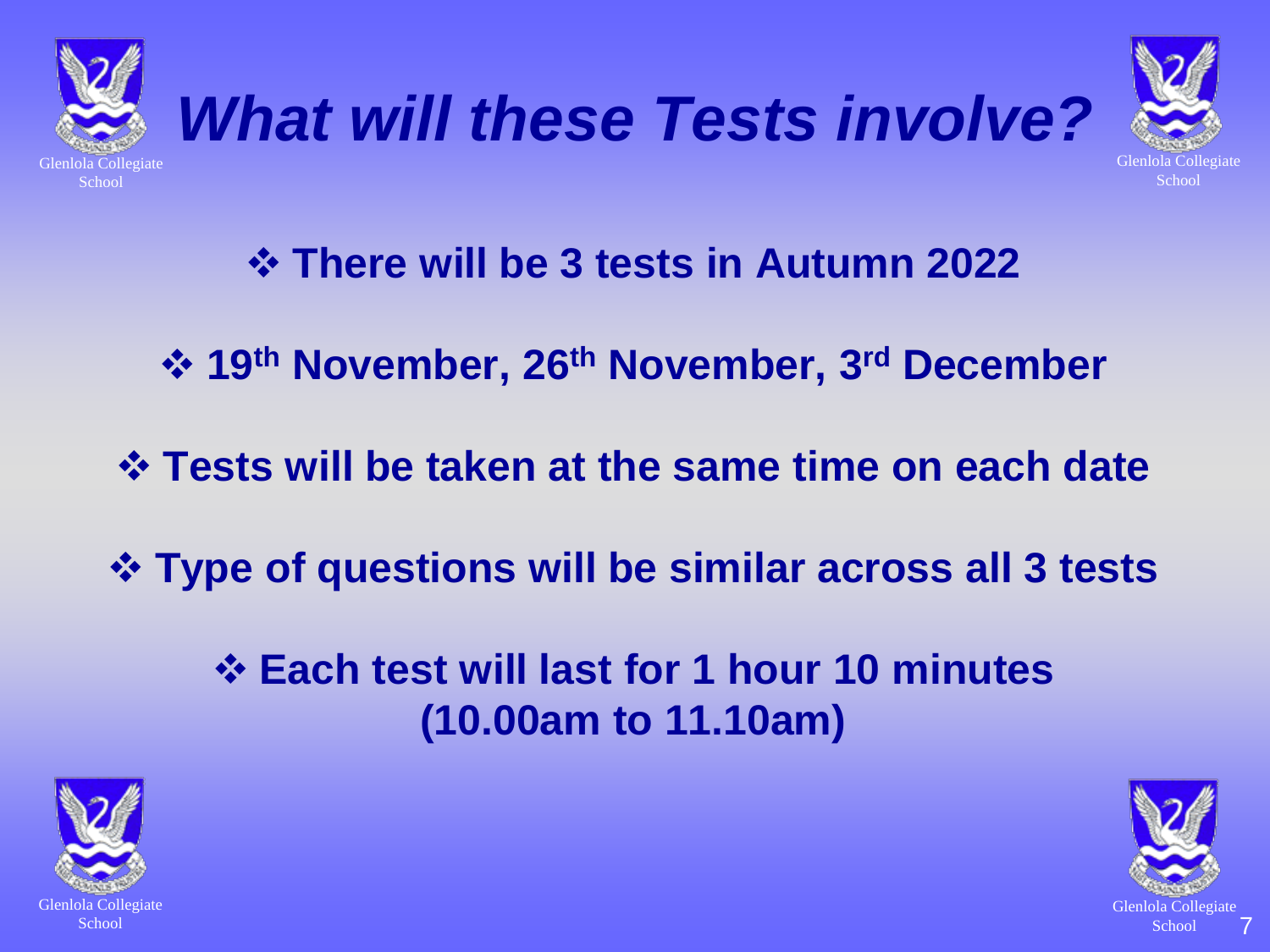# *What will these Tests involve?*

- **There will be 3 tests in Autumn 2022**
- **19th November, 26th November, 3rd December**
- **Tests will be taken at the same time on each date**
- **Type of questions will be similar across all 3 tests**
- **Each test will last for 1 hour 10 minutes (10.00am to 11.10am)**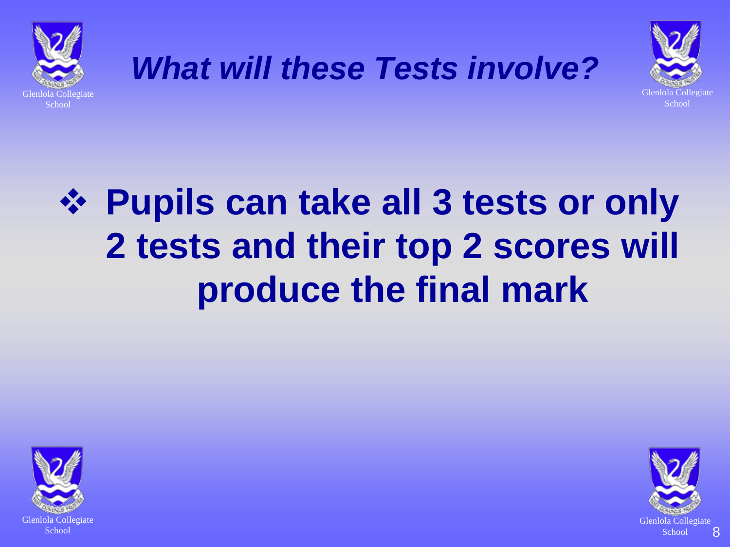# *What will these Tests involve?*

- **Pupils can take all 3 tests or only 2 tests and their top 2 scores will produce the final mark**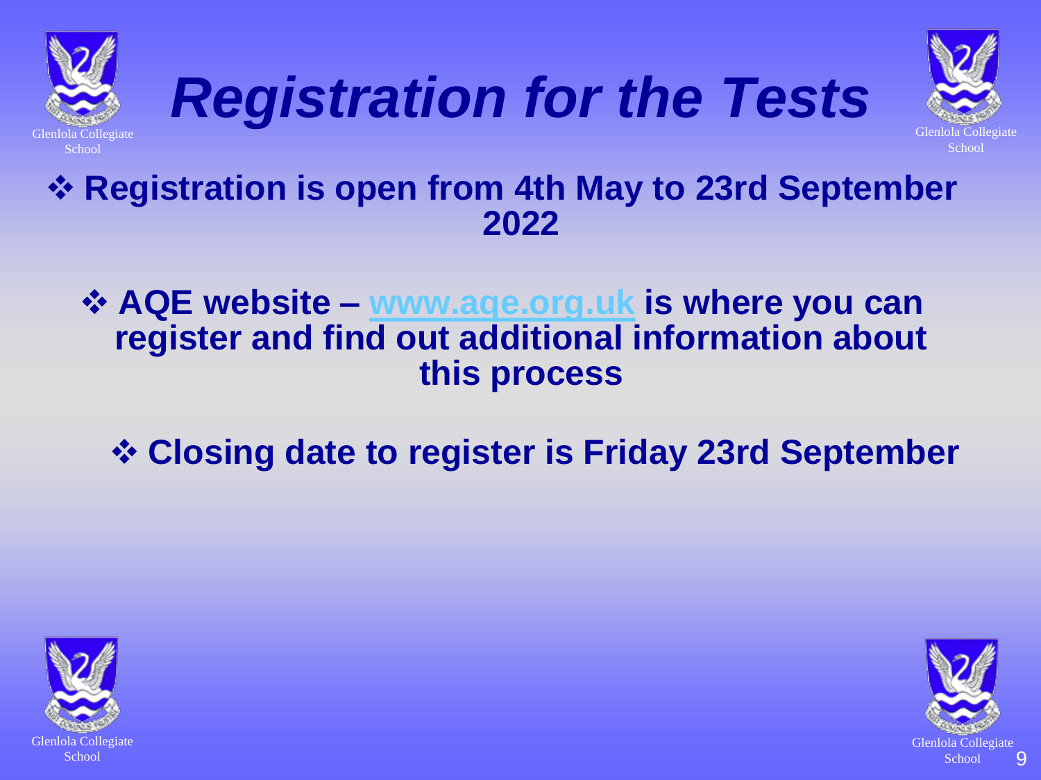# *Registration for the Tests*

- **Registration is open from 4th May to 23rd September 2022**
- **AQE website – www.aqe.org.uk is where you can register and find out additional information about this process**
- **Closing date to register is Friday 23rd September**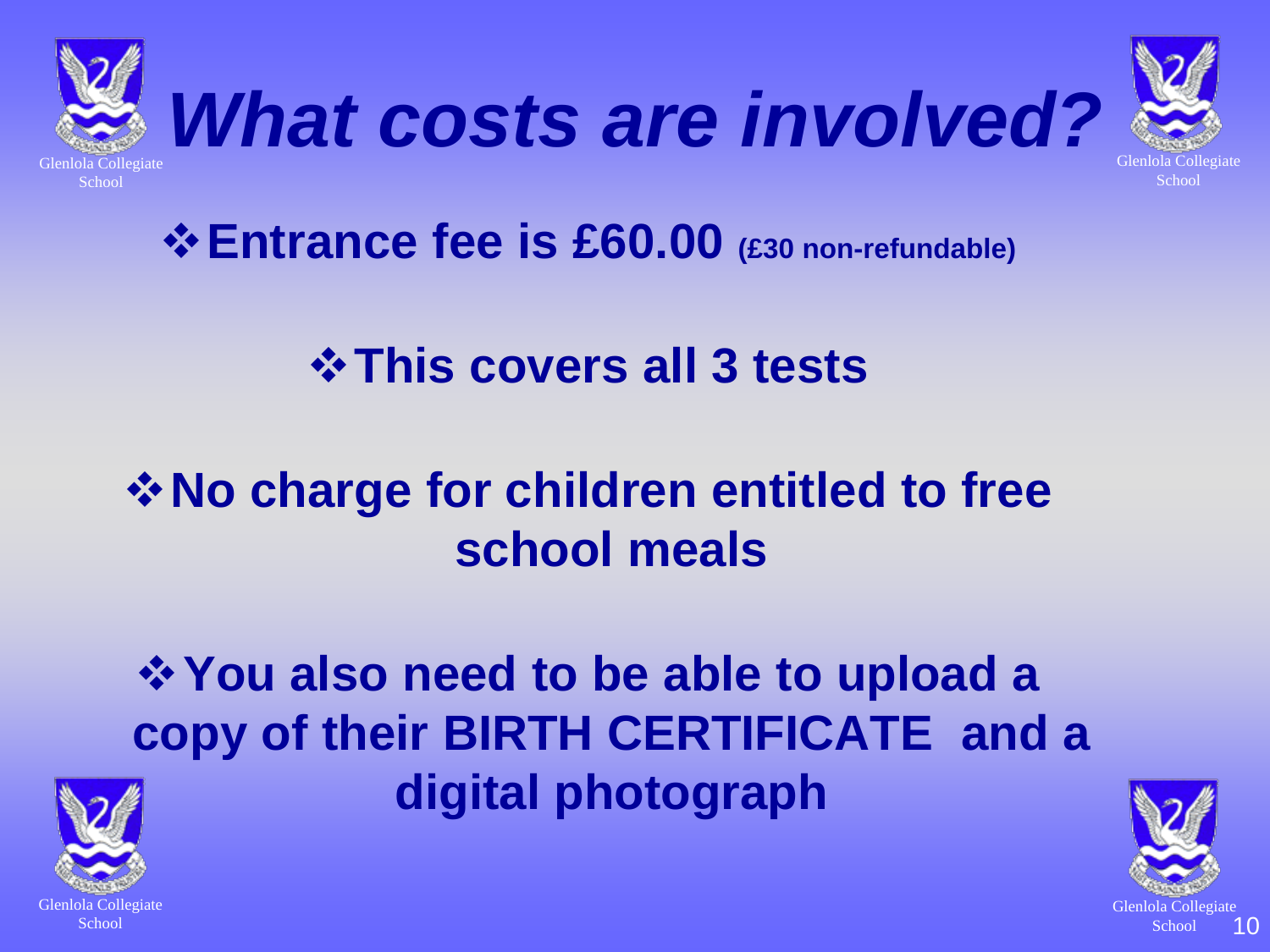# What costs are involved?

- **Entrance fee is £60.00** (£30 non-refundable)
- **This covers all 3 tests**
- **No charge for children entitled to free school meals**
- **You also need to be able to upload a copy of their BIRTH CERTIFICATE and a digital photograph**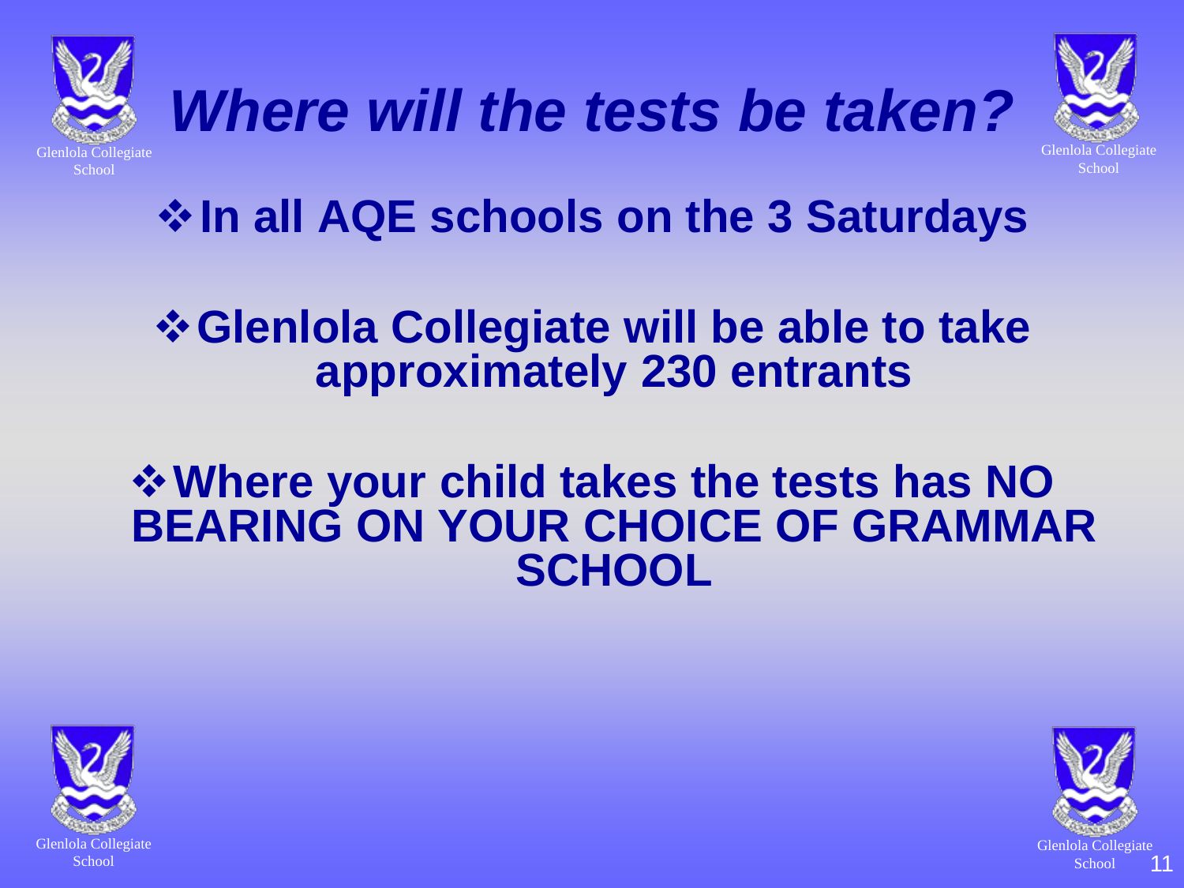# *Where will the tests be taken?*

- **In all AQE schools on the 3 Saturdays**

- **Glenlola Collegiate will be able to take approximately 230 entrants**

- **Where your child takes the tests has NO BEARING ON YOUR CHOICE OF GRAMMAR SCHOOL**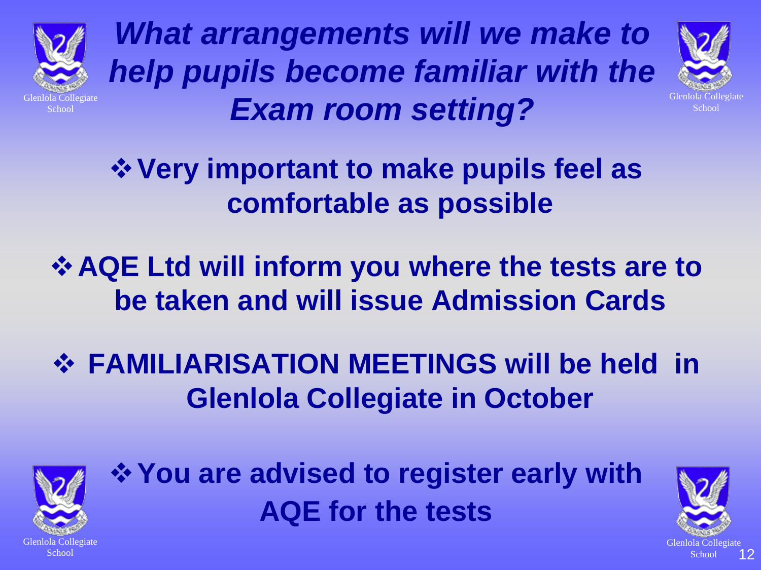# *What arrangements will we make to help pupils become familiar with the Exam room setting?*

- **Very important to make pupils feel as comfortable as possible**
- **AQE Ltd will inform you where the tests are to be taken and will issue Admission Cards**
- **FAMILIARISATION MEETINGS will be held in Glenlola Collegiate in October**
- **You are advised to register early with AQE for the tests**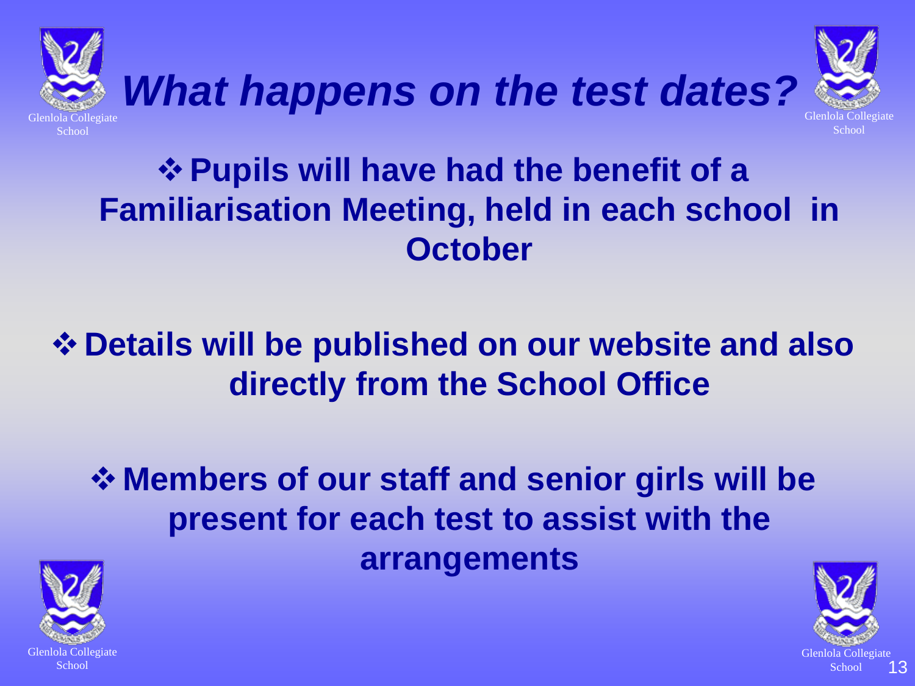# *What happens on the test dates?*

- **Pupils will have had the benefit of a Familiarisation Meeting, held in each school in October**

- **Details will be published on our website and also directly from the School Office**

- **Members of our staff and senior girls will be present for each test to assist with the arrangements**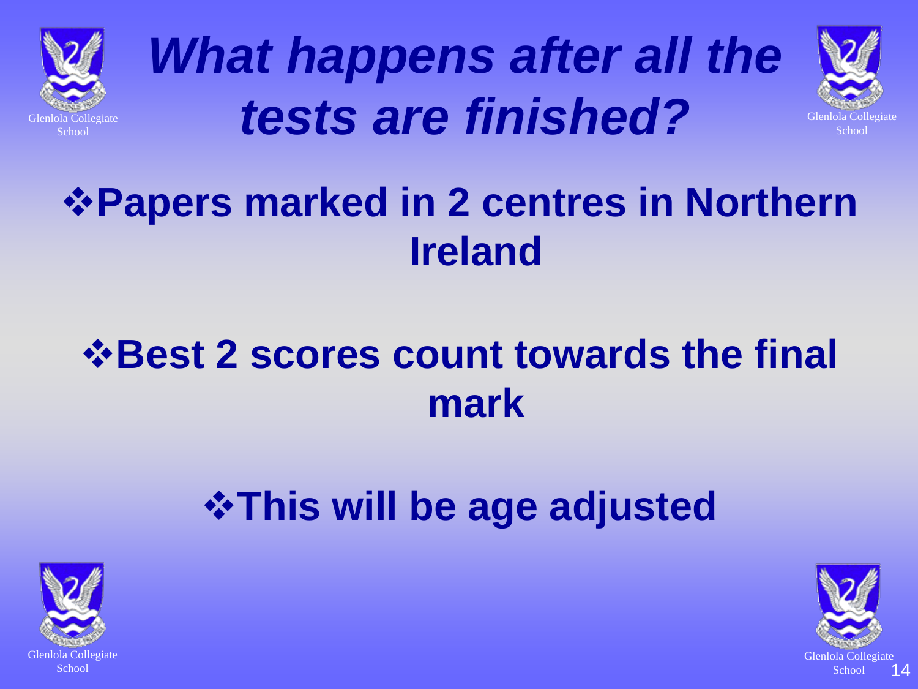# *What happens after all the tests are finished?*

- **Papers marked in 2 centres in Northern Ireland**
- **Best 2 scores count towards the final mark**
- **This will be age adjusted**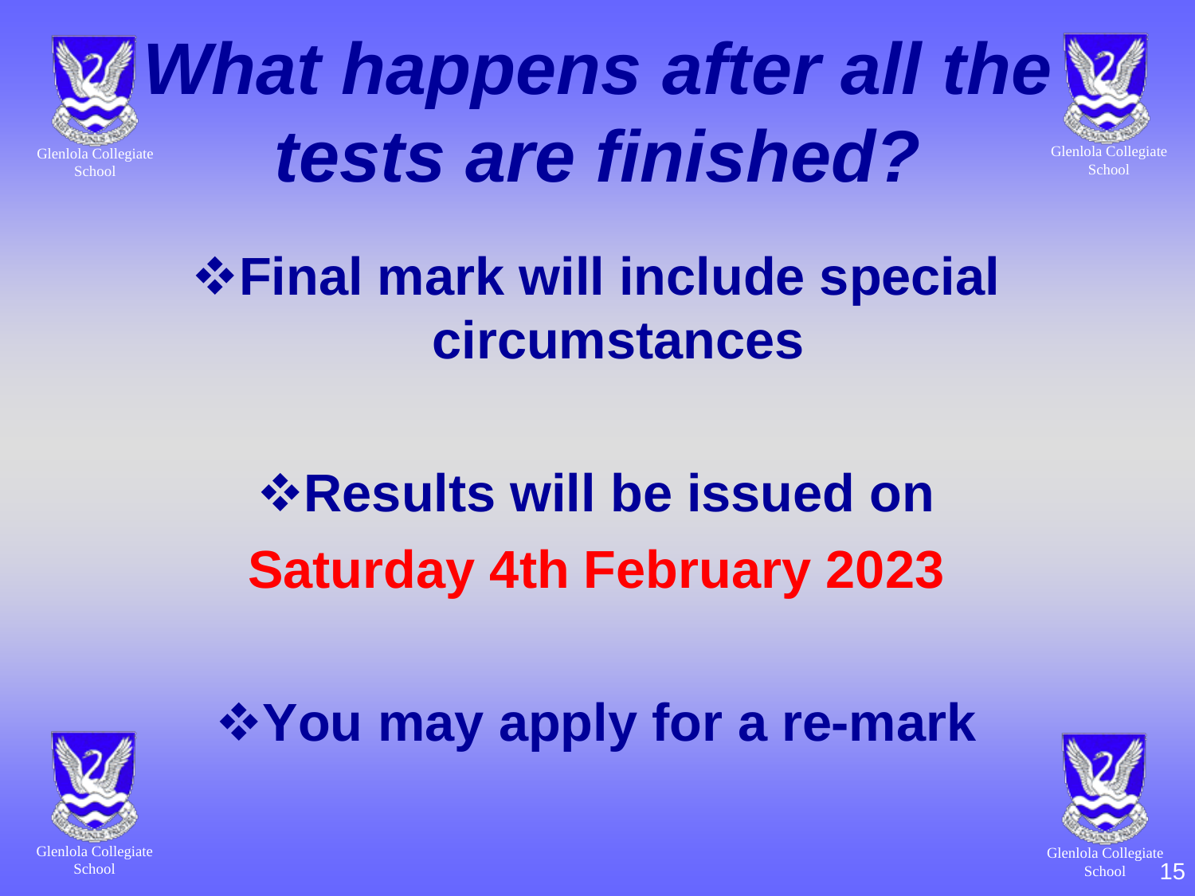# *What happens after all the tests are finished?*

- **Final mark will include special circumstances**

- **Results will be issued on Saturday 4th February 2023**

- **You may apply for a re-mark**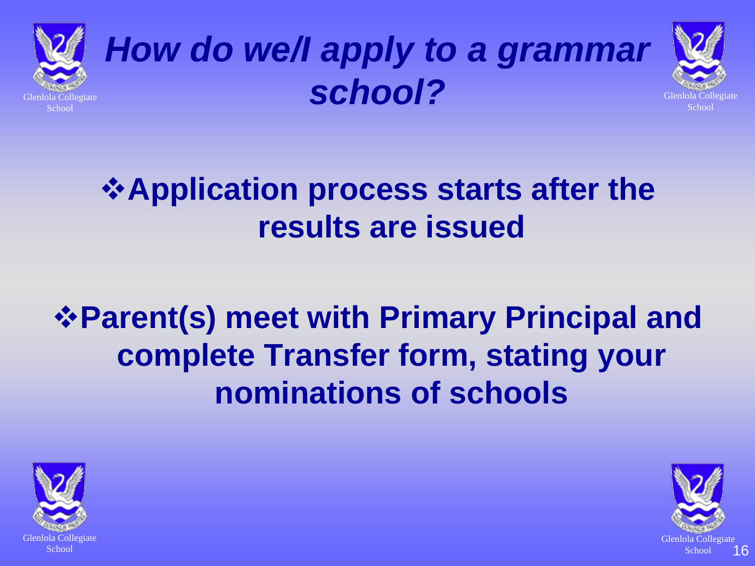# *How do we/I apply to a grammar school?*

- **Application process starts after the results are issued**

- **Parent(s) meet with Primary Principal and complete Transfer form, stating your nominations of schools**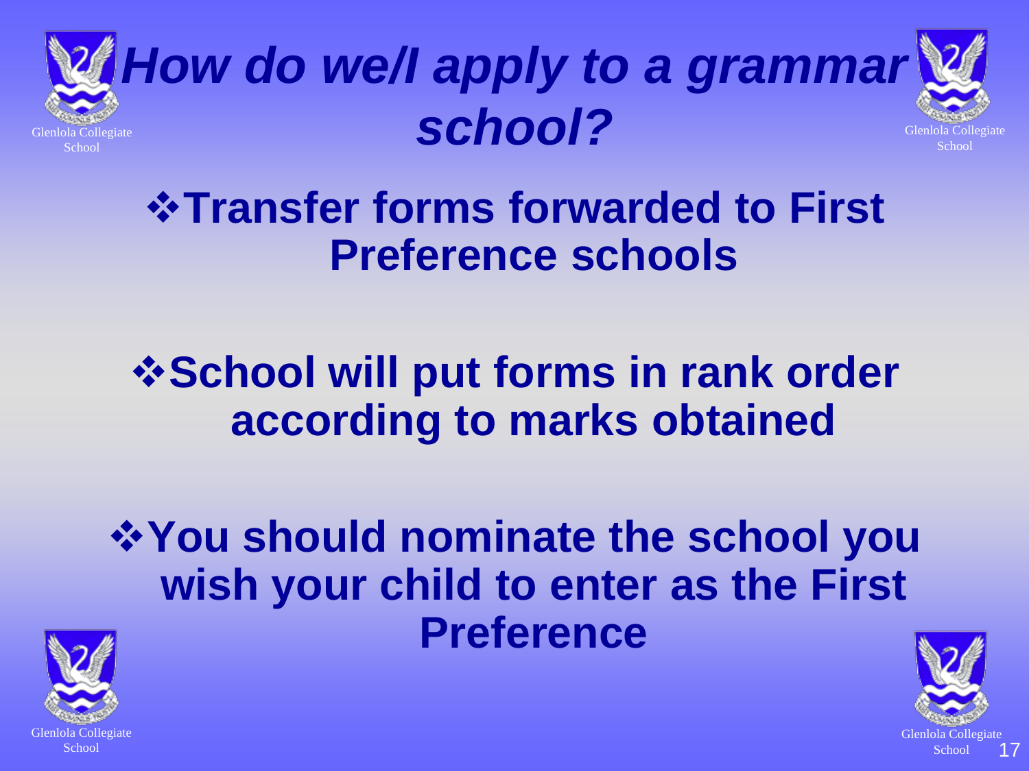# *How do we/I apply to a grammar school?*

- **Transfer forms forwarded to First Preference schools**
- **School will put forms in rank order according to marks obtained**
- **You should nominate the school you wish your child to enter as the First Preference**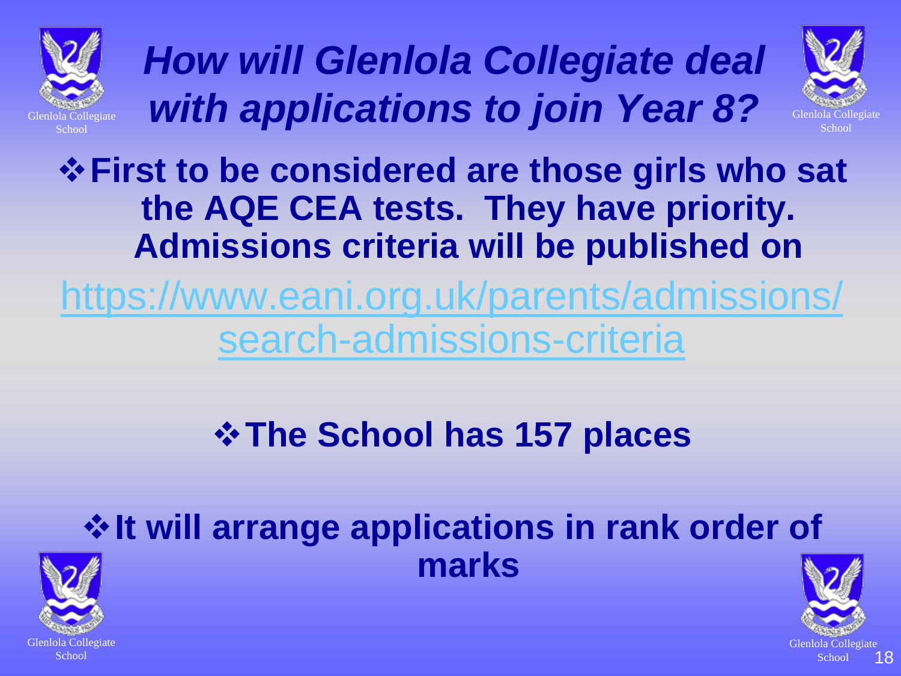# *How will Glenlola Collegiate deal with applications to join Year 8?*

- **First to be considered are those girls who sat the AQE CEA tests. They have priority. Admissions criteria will be published on**

[https://www.eani.org.uk/parents/admissions/search-admissions-criteria](https://www.eani.org.uk/parents/admissions/search-admissions-criteria)

- **The School has 157 places**

- **It will arrange applications in rank order of marks**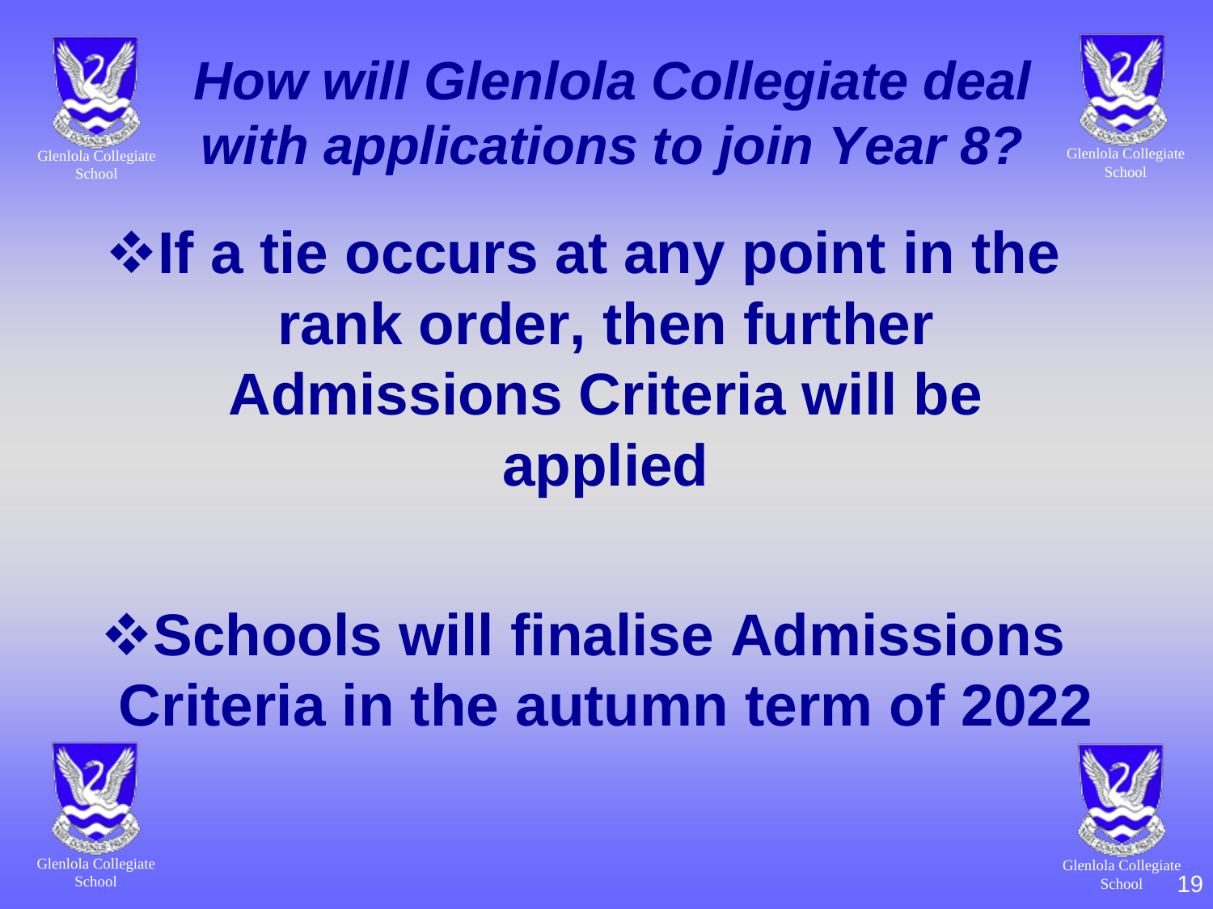# *How will Glenlola Collegiate deal with applications to join Year 8?*

- **If a tie occurs at any point in the rank order, then further Admissions Criteria will be applied**

- **Schools will finalise Admissions Criteria in the autumn term of 2022**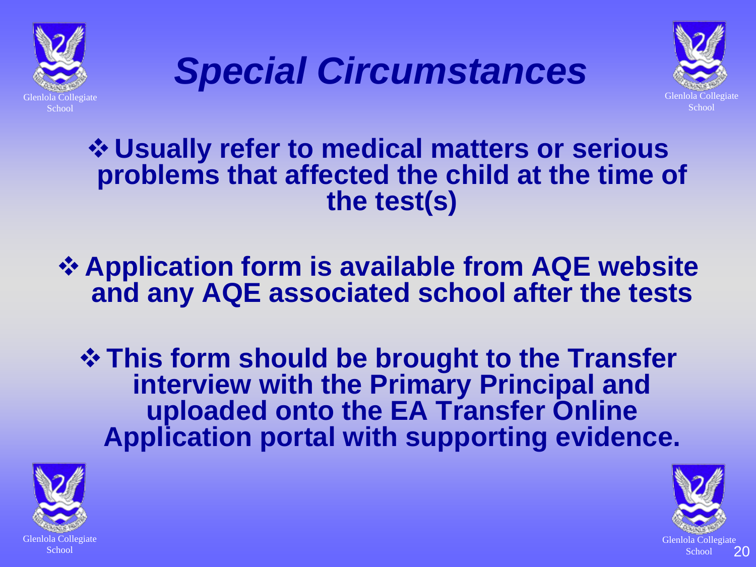# *Special Circumstances*

- **Usually refer to medical matters or serious problems that affected the child at the time of the test(s)**

- **Application form is available from AQE website and any AQE associated school after the tests**

- **This form should be brought to the Transfer interview with the Primary Principal and uploaded onto the EA Transfer Online Application portal with supporting evidence.**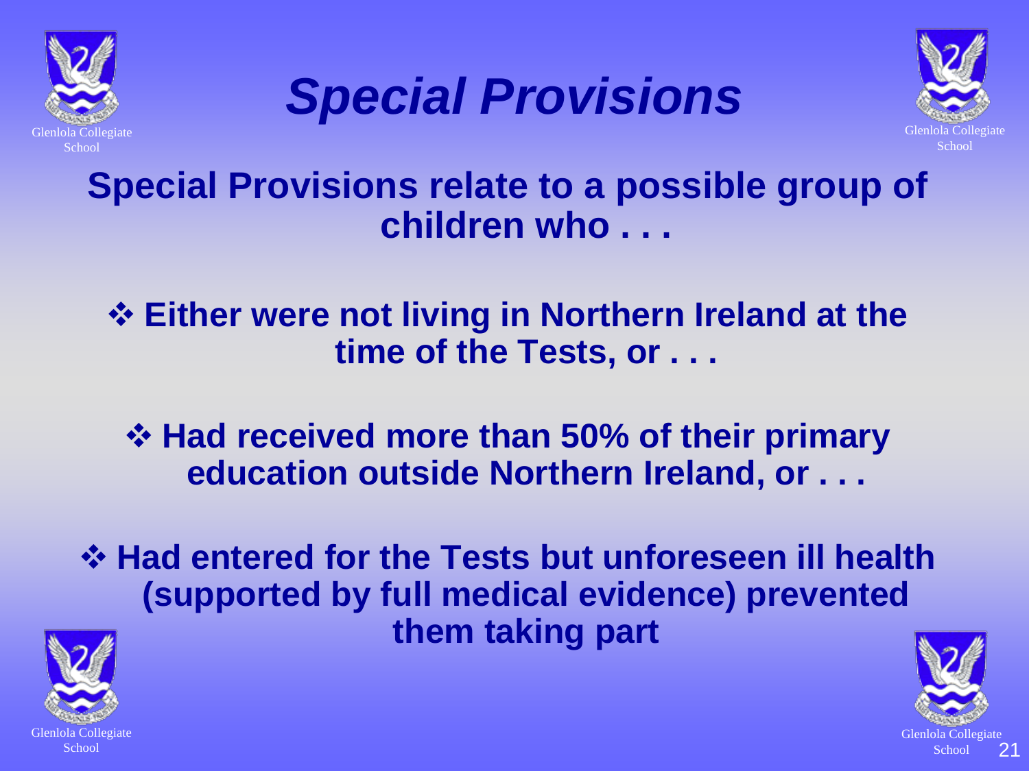# *Special Provisions*

**Special Provisions relate to a possible group of children who . . .**

- **Either were not living in Northern Ireland at the time of the Tests, or . . .**
- **Had received more than 50% of their primary education outside Northern Ireland, or . . .**
- **Had entered for the Tests but unforeseen ill health (supported by full medical evidence) prevented them taking part**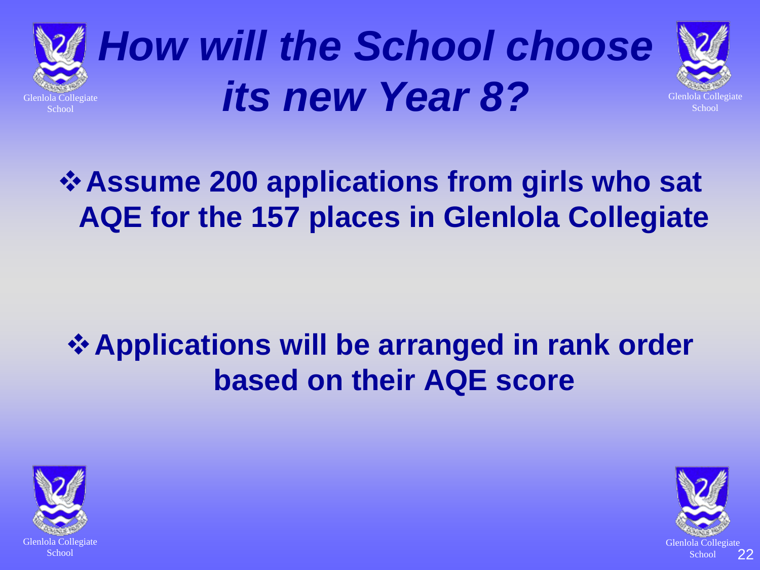# *How will the School choose its new Year 8?*

- **Assume 200 applications from girls who sat AQE for the 157 places in Glenlola Collegiate**

- **Applications will be arranged in rank order based on their AQE score**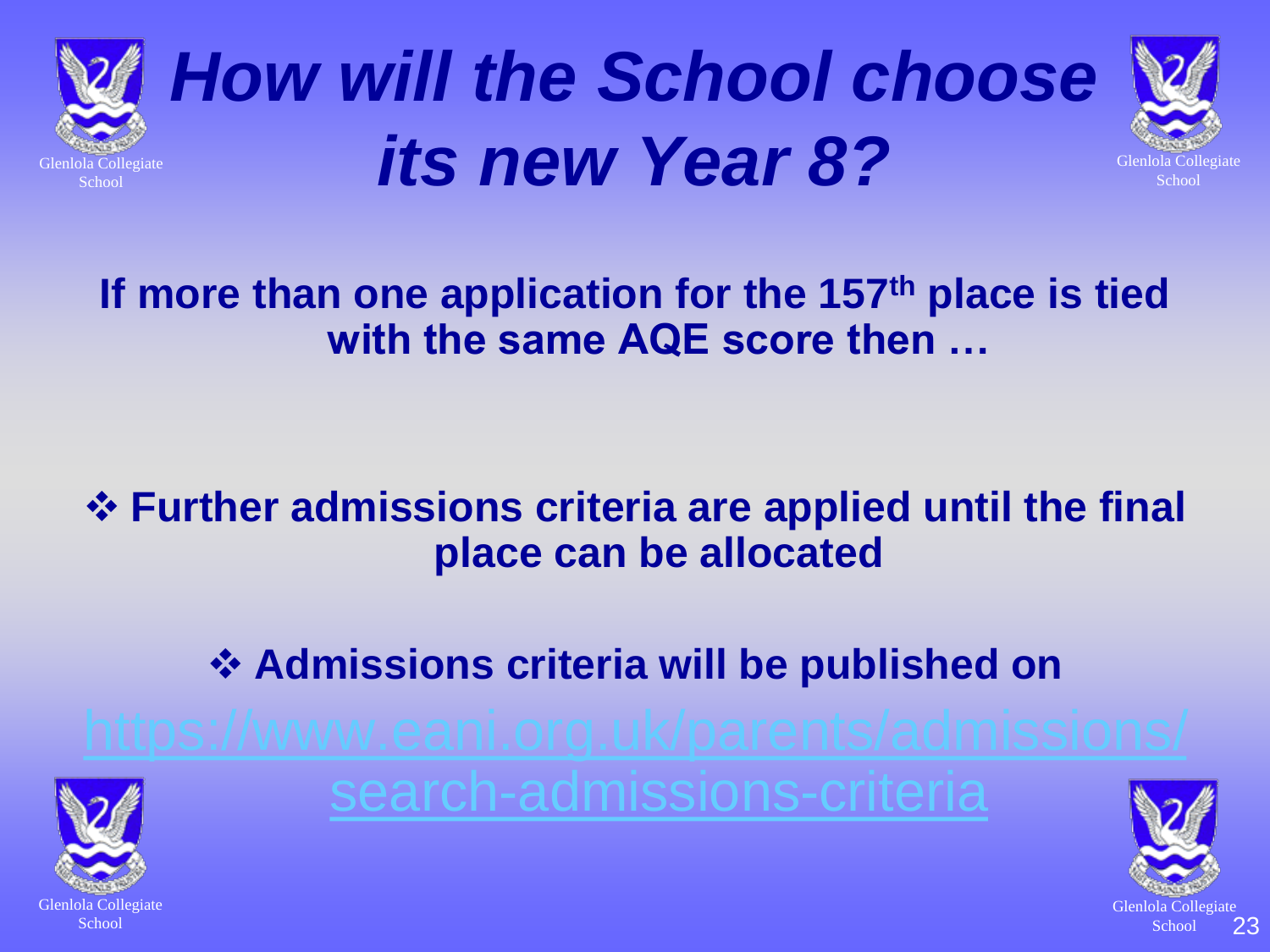# *How will the School choose its new Year 8?*

**If more than one application for the 157th place is tied with the same AQE score then …**

- **Further admissions criteria are applied until the final place can be allocated**
- **Admissions criteria will be published on**

https://www.eani.org.uk/parents/admissions/search-admissions-criteria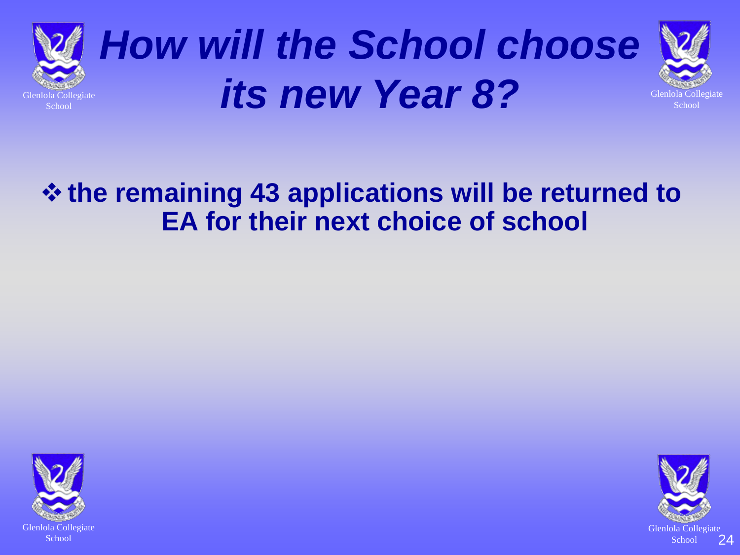# *How will the School choose its new Year 8?*

- **the remaining 43 applications will be returned to EA for their next choice of school**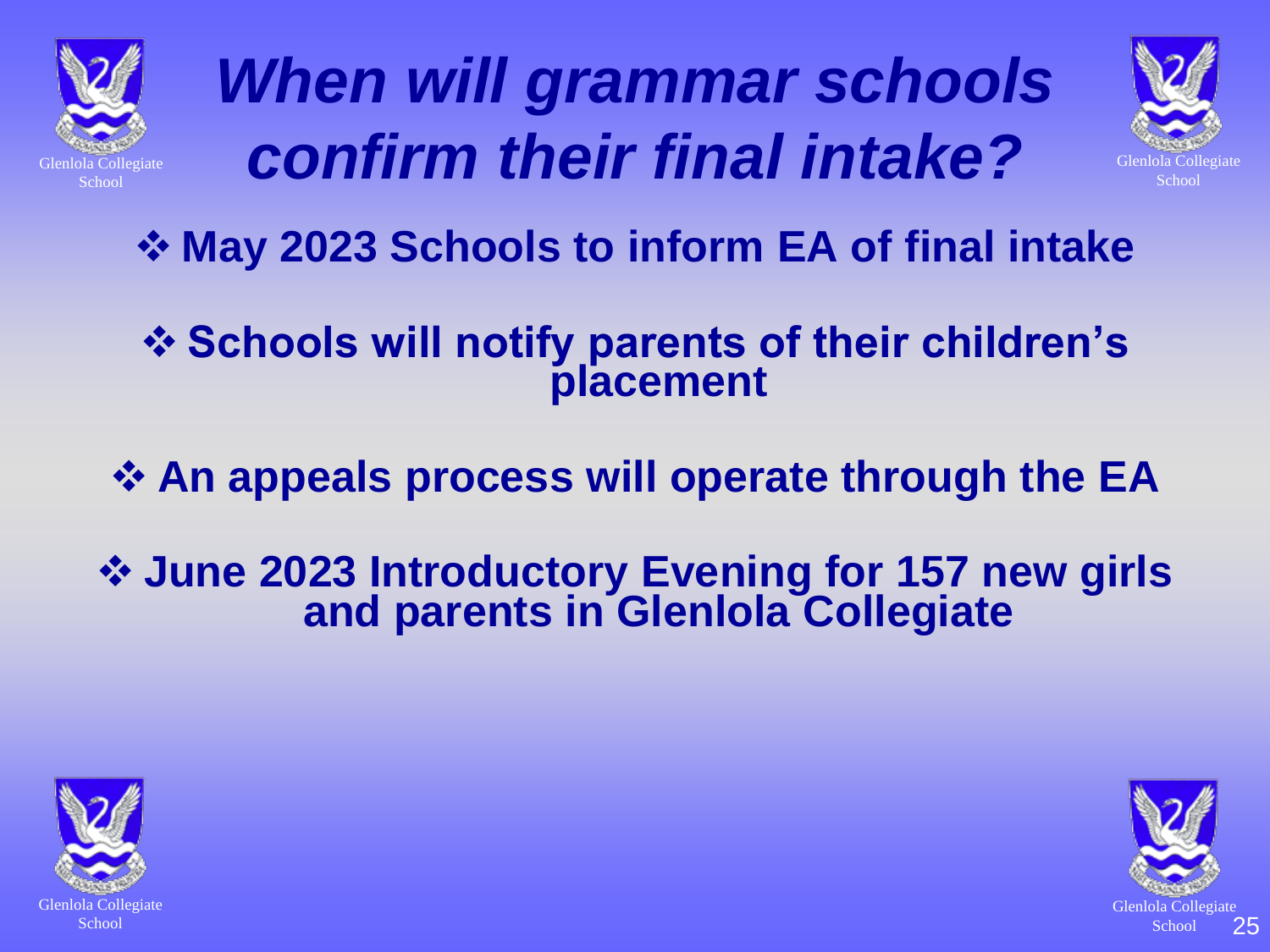# *When will grammar schools confirm their final intake?*

- **May 2023 Schools to inform EA of final intake**
- **Schools will notify parents of their children's placement**
- **An appeals process will operate through the EA**
- **June 2023 Introductory Evening for 157 new girls and parents in Glenlola Collegiate**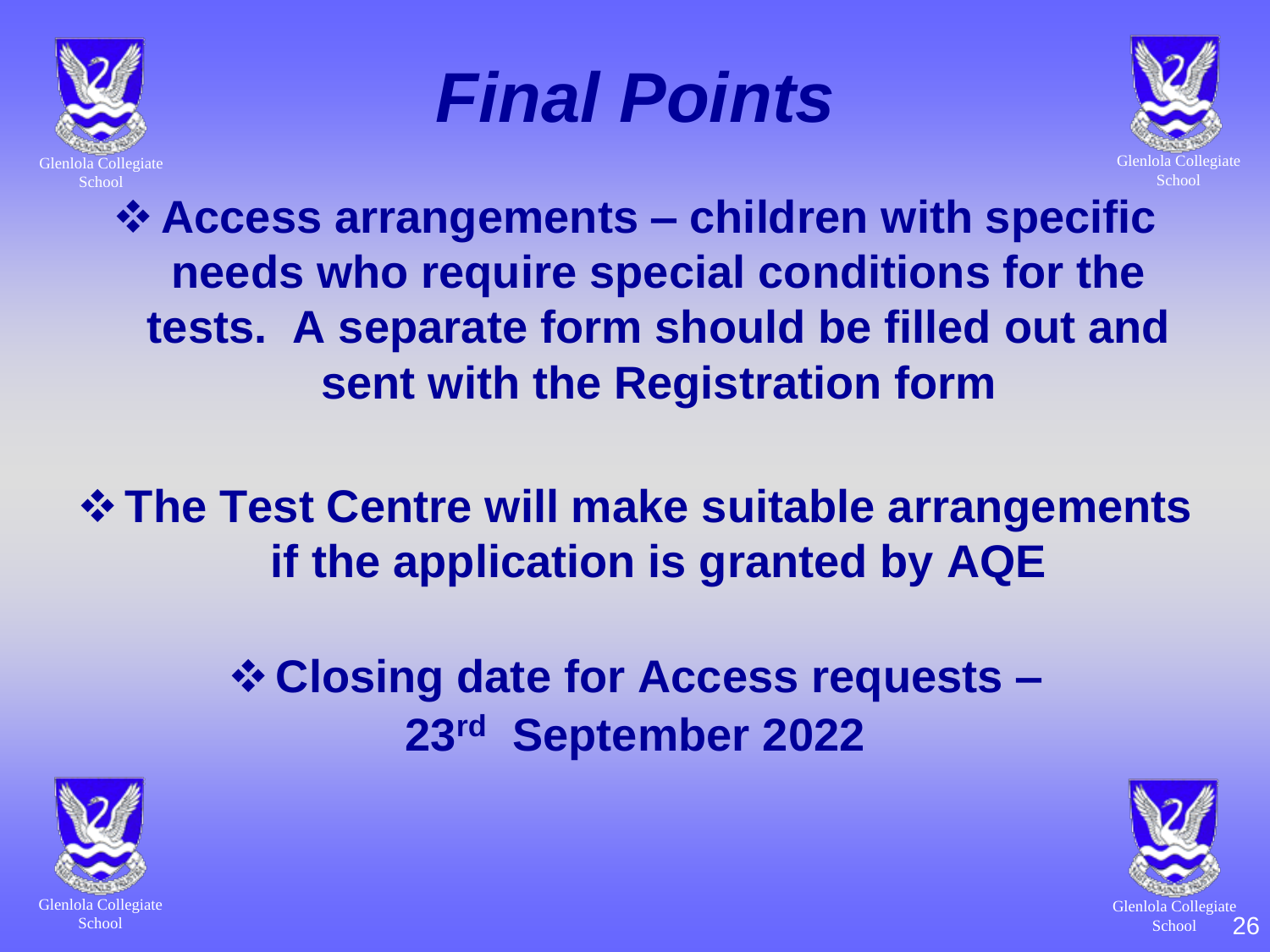# *Final Points*

- **Access arrangements – children with specific needs who require special conditions for the tests. A separate form should be filled out and sent with the Registration form**

- **The Test Centre will make suitable arrangements if the application is granted by AQE**

- **Closing date for Access requests – 23rd September 2022**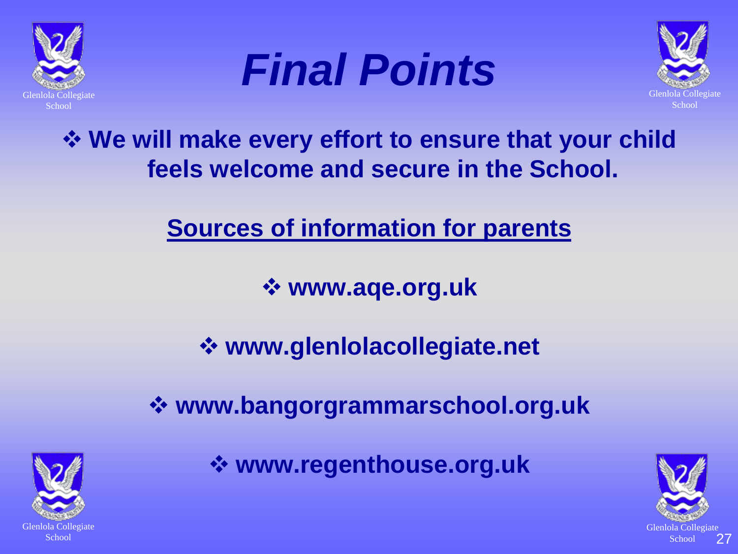# *Final Points*

- **We will make every effort to ensure that your child feels welcome and secure in the School.**

## Sources of information for parents

- **www.aqe.org.uk**
- **www.glenlolacollegiate.net**
- **www.bangorgrammarschool.org.uk**
- **www.regenthouse.org.uk**